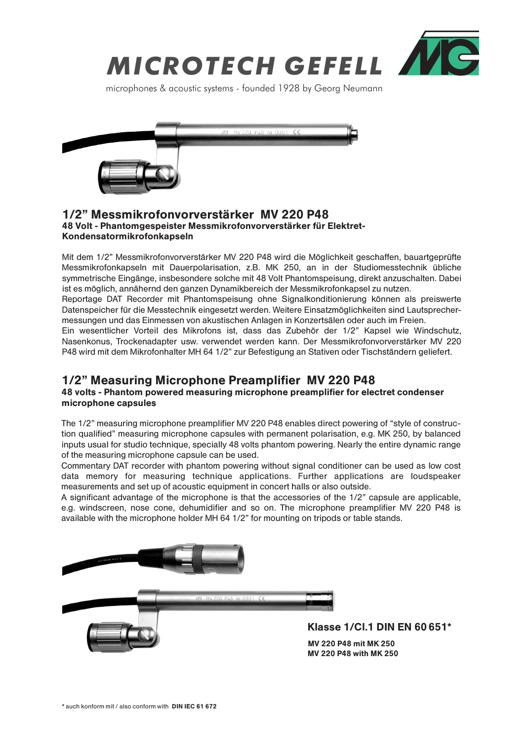# MICROTECH GEFELL

microphones & acoustic systems - founded 1928 by Georg Neumann

## 1/2” Messmikrofonvorverstärker MV 220 P48

**48 Volt - Phantomgespeister Messmikrofonvorverstärker für Elektret-Kondensatormikrofonkapseln**

Mit dem 1/2” Messmikrofonvorverstärker MV 220 P48 wird die Möglichkeit geschaffen, bauartgeprüfte Messmikrofonkapseln mit Dauerpolarisation, z.B. MK 250, an in der Studiomesstechnik übliche symmetrische Eingänge, insbesondere solche mit 48 Volt Phantomspeisung, direkt anzuschalten. Dabei ist es möglich, annähernd den ganzen Dynamikbereich der Messmikrofonkapsel zu nutzen.
Reportage DAT Recorder mit Phantomspeisung ohne Signalkonditionierung können als preiswerte Datenspeicher für die Messtechnik eingesetzt werden. Weitere Einsatzmöglichkeiten sind Lautsprechermessungen und das Einmessen von akustischen Anlagen in Konzertsälen oder auch im Freien.
Ein wesentlicher Vorteil des Mikrofons ist, dass das Zubehör der 1/2” Kapsel wie Windschutz, Nasenkonus, Trockenadapter usw. verwendet werden kann. Der Messmikrofonvorverstärker MV 220 P48 wird mit dem Mikrofonhalter MH 64 1/2” zur Befestigung an Stativen oder Tischständern geliefert.

## 1/2” Measuring Microphone Preamplifier MV 220 P48

**48 volts - Phantom powered measuring microphone preamplifier for electret condenser microphone capsules**

The 1/2” measuring microphone preamplifier MV 220 P48 enables direct powering of “style of construction qualified” measuring microphone capsules with permanent polarisation, e.g. MK 250, by balanced inputs usual for studio technique, specially 48 volts phantom powering. Nearly the entire dynamic range of the measuring microphone capsule can be used.
Commentary DAT recorder with phantom powering without signal conditioner can be used as low cost data memory for measuring technique applications. Further applications are loudspeaker measurements and set up of acoustic equipment in concert halls or also outside.
A significant advantage of the microphone is that the accessories of the 1/2” capsule are applicable, e.g. windscreen, nose cone, dehumidifier and so on. The microphone preamplifier MV 220 P48 is available with the microphone holder MH 64 1/2” for mounting on tripods or table stands.

**Klasse 1/Cl.1 DIN EN 60 651***

**MV 220 P48 mit MK 250**
**MV 220 P48 with MK 250**

* auch konform mit / also conform with **DIN IEC 61 672**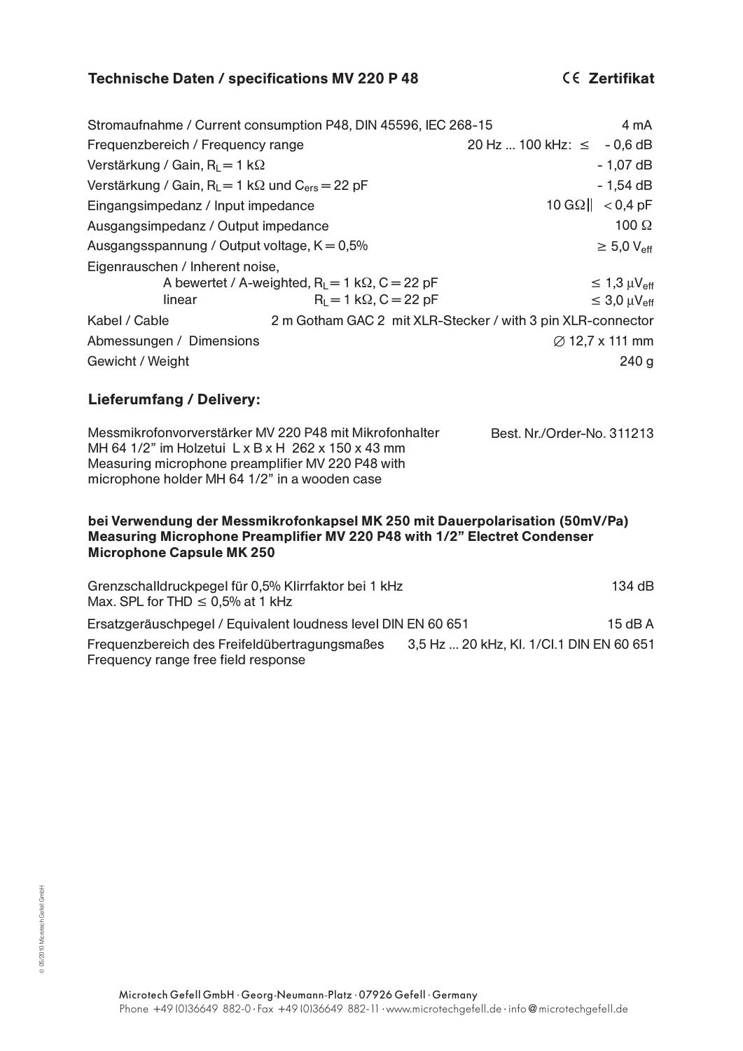## Technische Daten / specifications MV 220 P 48

**CE Zertifikat**

| | |
|---|---|
| Stromaufnahme / Current consumption P48, DIN 45596, IEC 268-15 | 4 mA |
| Frequenzbereich / Frequency range | 20 Hz ... 100 kHz: ≤ - 0,6 dB |
| Verstärkung / Gain, $R_L = 1\ k\Omega$ | - 1,07 dB |
| Verstärkung / Gain, $R_L = 1\ k\Omega$ und $C_{ers} = 22$ pF | - 1,54 dB |
| Eingangsimpedanz / Input impedance | 10 GΩ‖ < 0,4 pF |
| Ausgangsimpedanz / Output impedance | 100 Ω |
| Ausgangsspannung / Output voltage, K = 0,5% | ≥ 5,0 $V_{eff}$ |
| Eigenrauschen / Inherent noise, | |
| A bewertet / A-weighted, $R_L = 1\ k\Omega$, C = 22 pF | ≤ 1,3 $\mu V_{eff}$ |
| linear $R_L = 1\ k\Omega$, C = 22 pF | ≤ 3,0 $\mu V_{eff}$ |
| Kabel / Cable | 2 m Gotham GAC 2 mit XLR-Stecker / with 3 pin XLR-connector |
| Abmessungen / Dimensions | ∅ 12,7 x 111 mm |
| Gewicht / Weight | 240 g |

### Lieferumfang / Delivery:

Messmikrofonvorverstärker MV 220 P48 mit Mikrofonhalter MH 64 1/2" im Holzetui L x B x H 262 x 150 x 43 mm
Measuring microphone preamplifier MV 220 P48 with microphone holder MH 64 1/2" in a wooden case

Best. Nr./Order-No. 311213

**bei Verwendung der Messmikrofonkapsel MK 250 mit Dauerpolarisation (50mV/Pa)**
**Measuring Microphone Preamplifier MV 220 P48 with 1/2" Electret Condenser Microphone Capsule MK 250**

| | |
|---|---|
| Grenzschalldruckpegel für 0,5% Klirrfaktor bei 1 kHz<br>Max. SPL for THD ≤ 0,5% at 1 kHz | 134 dB |
| Ersatzgeräuschpegel / Equivalent loudness level DIN EN 60 651 | 15 dB A |
| Frequenzbereich des Freifeldübertragungsmaßes<br>Frequency range free field response | 3,5 Hz ... 20 kHz, Kl. 1/Cl.1 DIN EN 60 651 |

Microtech Gefell GmbH · Georg-Neumann-Platz · 07926 Gefell · Germany
Phone +49 (0)36649 882-0 · Fax +49 (0)36649 882-11 · www.microtechgefell.de · info@microtechgefell.de